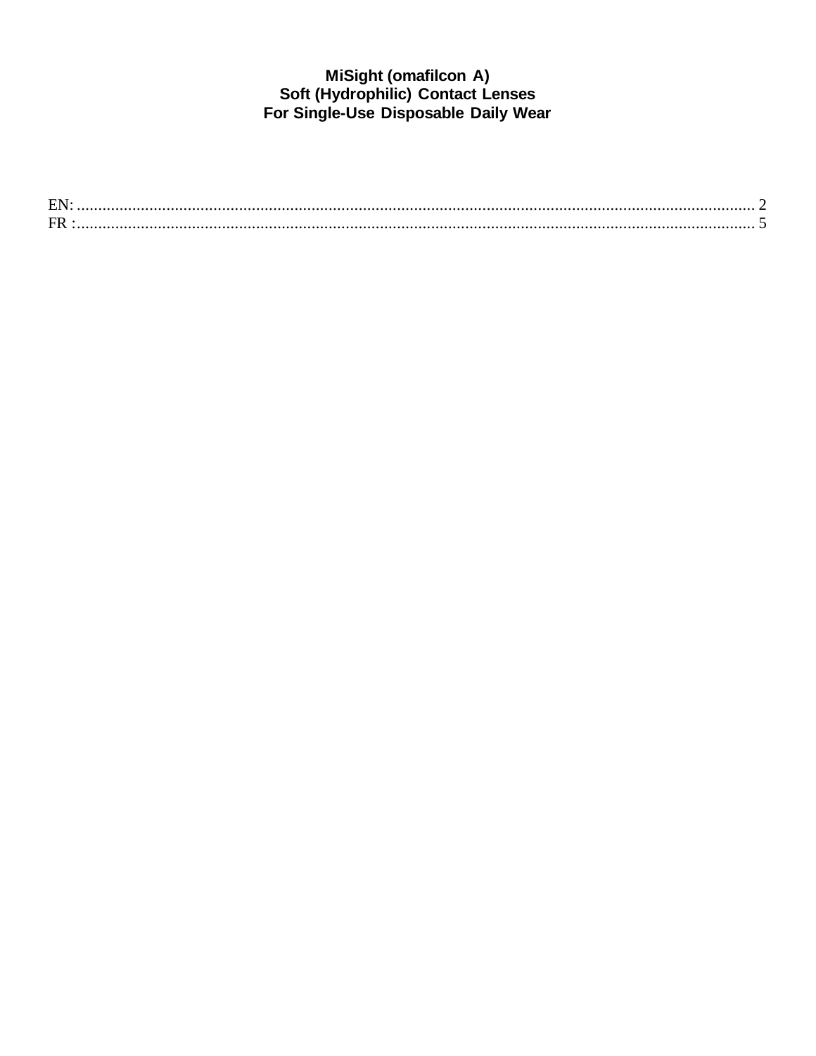# MiSight (omafilcon A)
# Soft (Hydrophilic) Contact Lenses
# For Single-Use Disposable Daily Wear

EN: .......................................................................................................................................................... 2

FR :.......................................................................................................................................................... 5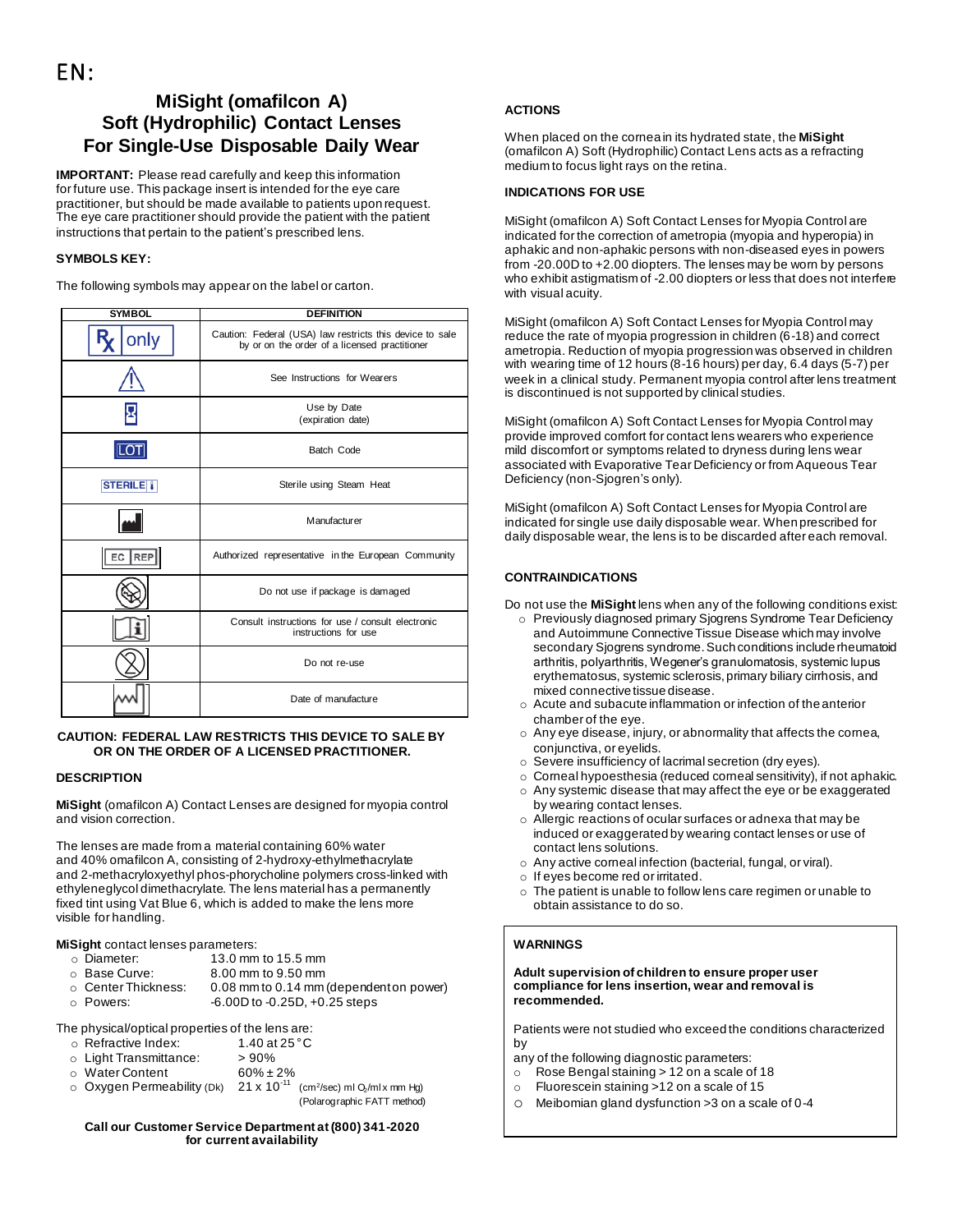EN:

# MiSight (omafilcon A) Soft (Hydrophilic) Contact Lenses For Single-Use Disposable Daily Wear

**IMPORTANT:** Please read carefully and keep this information for future use. This package insert is intended for the eye care practitioner, but should be made available to patients upon request. The eye care practitioner should provide the patient with the patient instructions that pertain to the patient's prescribed lens.

**SYMBOLS KEY:**

The following symbols may appear on the label or carton.

| SYMBOL | DEFINITION |
| --- | --- |
| Rx only | Caution: Federal (USA) law restricts this device to sale by or on the order of a licensed practitioner |
| ⚠ | See Instructions for Wearers |
| | Use by Date (expiration date) |
| LOT | Batch Code |
| STERILE | Sterile using Steam Heat |
| | Manufacturer |
| EC REP | Authorized representative in the European Community |
| | Do not use if package is damaged |
| | Consult instructions for use / consult electronic instructions for use |
| | Do not re-use |
| | Date of manufacture |

**CAUTION: FEDERAL LAW RESTRICTS THIS DEVICE TO SALE BY OR ON THE ORDER OF A LICENSED PRACTITIONER.**

**DESCRIPTION**

**MiSight** (omafilcon A) Contact Lenses are designed for myopia control and vision correction.

The lenses are made from a material containing 60% water and 40% omafilcon A, consisting of 2-hydroxy-ethylmethacrylate and 2-methacryloxyethyl phos-phorycholine polymers cross-linked with ethyleneglycol dimethacrylate. The lens material has a permanently fixed tint using Vat Blue 6, which is added to make the lens more visible for handling.

**MiSight** contact lenses parameters:

- Diameter: 13.0 mm to 15.5 mm
- Base Curve: 8.00 mm to 9.50 mm
- Center Thickness: 0.08 mm to 0.14 mm (dependent on power)
- Powers: -6.00D to -0.25D, +0.25 steps

The physical/optical properties of the lens are:

- Refractive Index: 1.40 at 25°C
- Light Transmittance: > 90%
- Water Content: 60% ± 2%
- Oxygen Permeability (Dk): $21 \times 10^{-11}$ ($cm^2$/sec) (ml $O_2$/ml x mm Hg) (Polarographic FATT method)

**Call our Customer Service Department at (800) 341-2020 for current availability**

**ACTIONS**

When placed on the cornea in its hydrated state, the **MiSight** (omafilcon A) Soft (Hydrophilic) Contact Lens acts as a refracting medium to focus light rays on the retina.

**INDICATIONS FOR USE**

MiSight (omafilcon A) Soft Contact Lenses for Myopia Control are indicated for the correction of ametropia (myopia and hyperopia) in aphakic and non-aphakic persons with non-diseased eyes in powers from -20.00D to +2.00 diopters. The lenses may be worn by persons who exhibit astigmatism of -2.00 diopters or less that does not interfere with visual acuity.

MiSight (omafilcon A) Soft Contact Lenses for Myopia Control may reduce the rate of myopia progression in children (6-18) and correct ametropia. Reduction of myopia progression was observed in children with wearing time of 12 hours (8-16 hours) per day, 6.4 days (5-7) per week in a clinical study. Permanent myopia control after lens treatment is discontinued is not supported by clinical studies.

MiSight (omafilcon A) Soft Contact Lenses for Myopia Control may provide improved comfort for contact lens wearers who experience mild discomfort or symptoms related to dryness during lens wear associated with Evaporative Tear Deficiency or from Aqueous Tear Deficiency (non-Sjogren's only).

MiSight (omafilcon A) Soft Contact Lenses for Myopia Control are indicated for single use daily disposable wear. When prescribed for daily disposable wear, the lens is to be discarded after each removal.

**CONTRAINDICATIONS**

Do not use the **MiSight** lens when any of the following conditions exist:

- Previously diagnosed primary Sjogrens Syndrome Tear Deficiency and Autoimmune Connective Tissue Disease which may involve secondary Sjogrens syndrome. Such conditions include rheumatoid arthritis, polyarthritis, Wegener's granulomatosis, systemic lupus erythematosus, systemic sclerosis, primary biliary cirrhosis, and mixed connective tissue disease.
- Acute and subacute inflammation or infection of the anterior chamber of the eye.
- Any eye disease, injury, or abnormality that affects the cornea, conjunctiva, or eyelids.
- Severe insufficiency of lacrimal secretion (dry eyes).
- Corneal hypoesthesia (reduced corneal sensitivity), if not aphakic.
- Any systemic disease that may affect the eye or be exaggerated by wearing contact lenses.
- Allergic reactions of ocular surfaces or adnexa that may be induced or exaggerated by wearing contact lenses or use of contact lens solutions.
- Any active corneal infection (bacterial, fungal, or viral).
- If eyes become red or irritated.
- The patient is unable to follow lens care regimen or unable to obtain assistance to do so.

**WARNINGS**

**Adult supervision of children to ensure proper user compliance for lens insertion, wear and removal is recommended.**

Patients were not studied who exceed the conditions characterized by any of the following diagnostic parameters:

- Rose Bengal staining > 12 on a scale of 18
- Fluorescein staining >12 on a scale of 15
- Meibomian gland dysfunction >3 on a scale of 0-4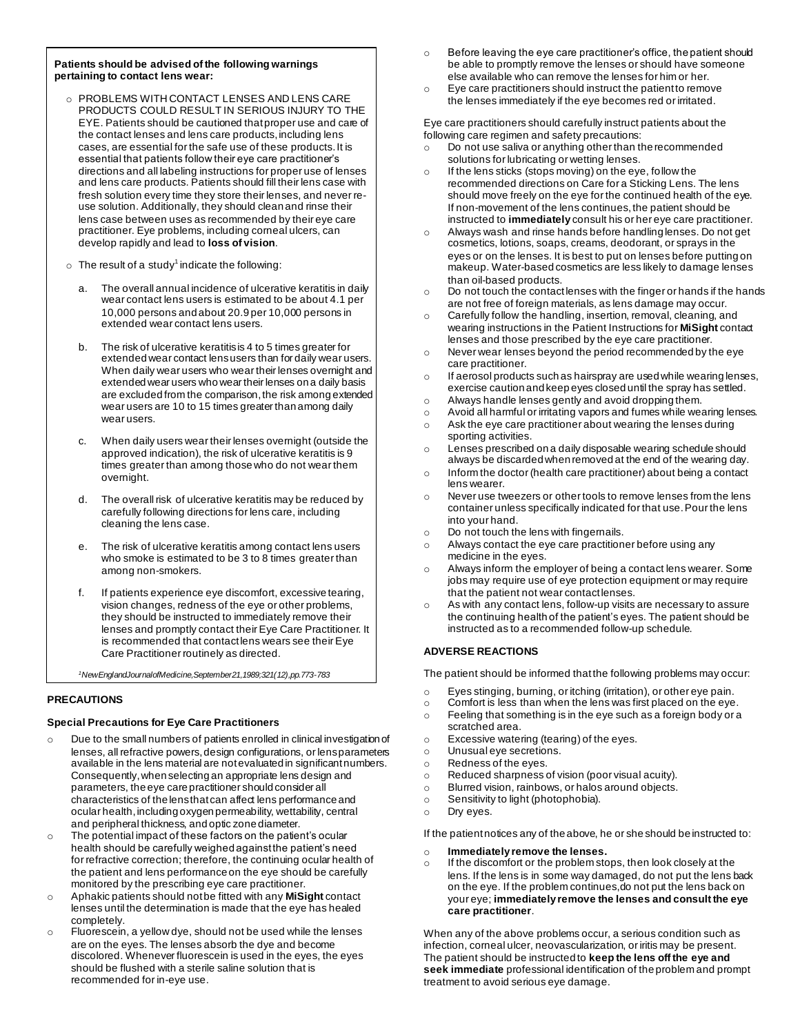**Patients should be advised of the following warnings pertaining to contact lens wear:**

- PROBLEMS WITH CONTACT LENSES AND LENS CARE PRODUCTS COULD RESULT IN SERIOUS INJURY TO THE EYE. Patients should be cautioned that proper use and care of the contact lenses and lens care products, including lens cases, are essential for the safe use of these products. It is essential that patients follow their eye care practitioner's directions and all labeling instructions for proper use of lenses and lens care products. Patients should fill their lens case with fresh solution every time they store their lenses, and never re-use solution. Additionally, they should clean and rinse their lens case between uses as recommended by their eye care practitioner. Eye problems, including corneal ulcers, can develop rapidly and lead to **loss of vision**.
- The result of a study[1] indicate the following:

  a. The overall annual incidence of ulcerative keratitis in daily wear contact lens users is estimated to be about 4.1 per 10,000 persons and about 20.9 per 10,000 persons in extended wear contact lens users.

  b. The risk of ulcerative keratitis is 4 to 5 times greater for extended wear contact lens users than for daily wear users. When daily wear users who wear their lenses overnight and extended wear users who wear their lenses on a daily basis are excluded from the comparison, the risk among extended wear users are 10 to 15 times greater than among daily wear users.

  c. When daily users wear their lenses overnight (outside the approved indication), the risk of ulcerative keratitis is 9 times greater than among those who do not wear them overnight.

  d. The overall risk of ulcerative keratitis may be reduced by carefully following directions for lens care, including cleaning the lens case.

  e. The risk of ulcerative keratitis among contact lens users who smoke is estimated to be 3 to 8 times greater than among non-smokers.

  f. If patients experience eye discomfort, excessive tearing, vision changes, redness of the eye or other problems, they should be instructed to immediately remove their lenses and promptly contact their Eye Care Practitioner. It is recommended that contact lens wears see their Eye Care Practitioner routinely as directed.

*[1] New England Journal of Medicine, September 21, 1989; 321(12), pp. 773-783*

## PRECAUTIONS

### Special Precautions for Eye Care Practitioners

- Due to the small numbers of patients enrolled in clinical investigation of lenses, all refractive powers, design configurations, or lens parameters available in the lens material are not evaluated in significant numbers. Consequently, when selecting an appropriate lens design and parameters, the eye care practitioner should consider all characteristics of the lens that can affect lens performance and ocular health, including oxygen permeability, wettability, central and peripheral thickness, and optic zone diameter.
- The potential impact of these factors on the patient's ocular health should be carefully weighed against the patient's need for refractive correction; therefore, the continuing ocular health of the patient and lens performance on the eye should be carefully monitored by the prescribing eye care practitioner.
- Aphakic patients should not be fitted with any **MiSight** contact lenses until the determination is made that the eye has healed completely.
- Fluorescein, a yellow dye, should not be used while the lenses are on the eyes. The lenses absorb the dye and become discolored. Whenever fluorescein is used in the eyes, the eyes should be flushed with a sterile saline solution that is recommended for in-eye use.
- Before leaving the eye care practitioner's office, the patient should be able to promptly remove the lenses or should have someone else available who can remove the lenses for him or her.
- Eye care practitioners should instruct the patient to remove the lenses immediately if the eye becomes red or irritated.

Eye care practitioners should carefully instruct patients about the following care regimen and safety precautions:

- Do not use saliva or anything other than the recommended solutions for lubricating or wetting lenses.
- If the lens sticks (stops moving) on the eye, follow the recommended directions on Care for a Sticking Lens. The lens should move freely on the eye for the continued health of the eye. If non-movement of the lens continues, the patient should be instructed to **immediately** consult his or her eye care practitioner.
- Always wash and rinse hands before handling lenses. Do not get cosmetics, lotions, soaps, creams, deodorant, or sprays in the eyes or on the lenses. It is best to put on lenses before putting on makeup. Water-based cosmetics are less likely to damage lenses than oil-based products.
- Do not touch the contact lenses with the finger or hands if the hands are not free of foreign materials, as lens damage may occur.
- Carefully follow the handling, insertion, removal, cleaning, and wearing instructions in the Patient Instructions for **MiSight** contact lenses and those prescribed by the eye care practitioner.
- Never wear lenses beyond the period recommended by the eye care practitioner.
- If aerosol products such as hairspray are used while wearing lenses, exercise caution and keep eyes closed until the spray has settled.
- Always handle lenses gently and avoid dropping them.
- Avoid all harmful or irritating vapors and fumes while wearing lenses.
- Ask the eye care practitioner about wearing the lenses during sporting activities.
- Lenses prescribed on a daily disposable wearing schedule should always be discarded when removed at the end of the wearing day.
- Inform the doctor (health care practitioner) about being a contact lens wearer.
- Never use tweezers or other tools to remove lenses from the lens container unless specifically indicated for that use. Pour the lens into your hand.
- Do not touch the lens with fingernails.
- Always contact the eye care practitioner before using any medicine in the eyes.
- Always inform the employer of being a contact lens wearer. Some jobs may require use of eye protection equipment or may require that the patient not wear contact lenses.
- As with any contact lens, follow-up visits are necessary to assure the continuing health of the patient's eyes. The patient should be instructed as to a recommended follow-up schedule.

## ADVERSE REACTIONS

The patient should be informed that the following problems may occur:

- Eyes stinging, burning, or itching (irritation), or other eye pain.
- Comfort is less than when the lens was first placed on the eye.
- Feeling that something is in the eye such as a foreign body or a scratched area.
- Excessive watering (tearing) of the eyes.
- Unusual eye secretions.
- Redness of the eyes.
- Reduced sharpness of vision (poor visual acuity).
- Blurred vision, rainbows, or halos around objects.
- Sensitivity to light (photophobia).
- Dry eyes.

If the patient notices any of the above, he or she should be instructed to:

- **Immediately remove the lenses.**
- If the discomfort or the problem stops, then look closely at the lens. If the lens is in some way damaged, do not put the lens back on the eye. If the problem continues, do not put the lens back on your eye; **immediately remove the lenses and consult the eye care practitioner**.

When any of the above problems occur, a serious condition such as infection, corneal ulcer, neovascularization, or iritis may be present. The patient should be instructed to **keep the lens off the eye and seek immediate** professional identification of the problem and prompt treatment to avoid serious eye damage.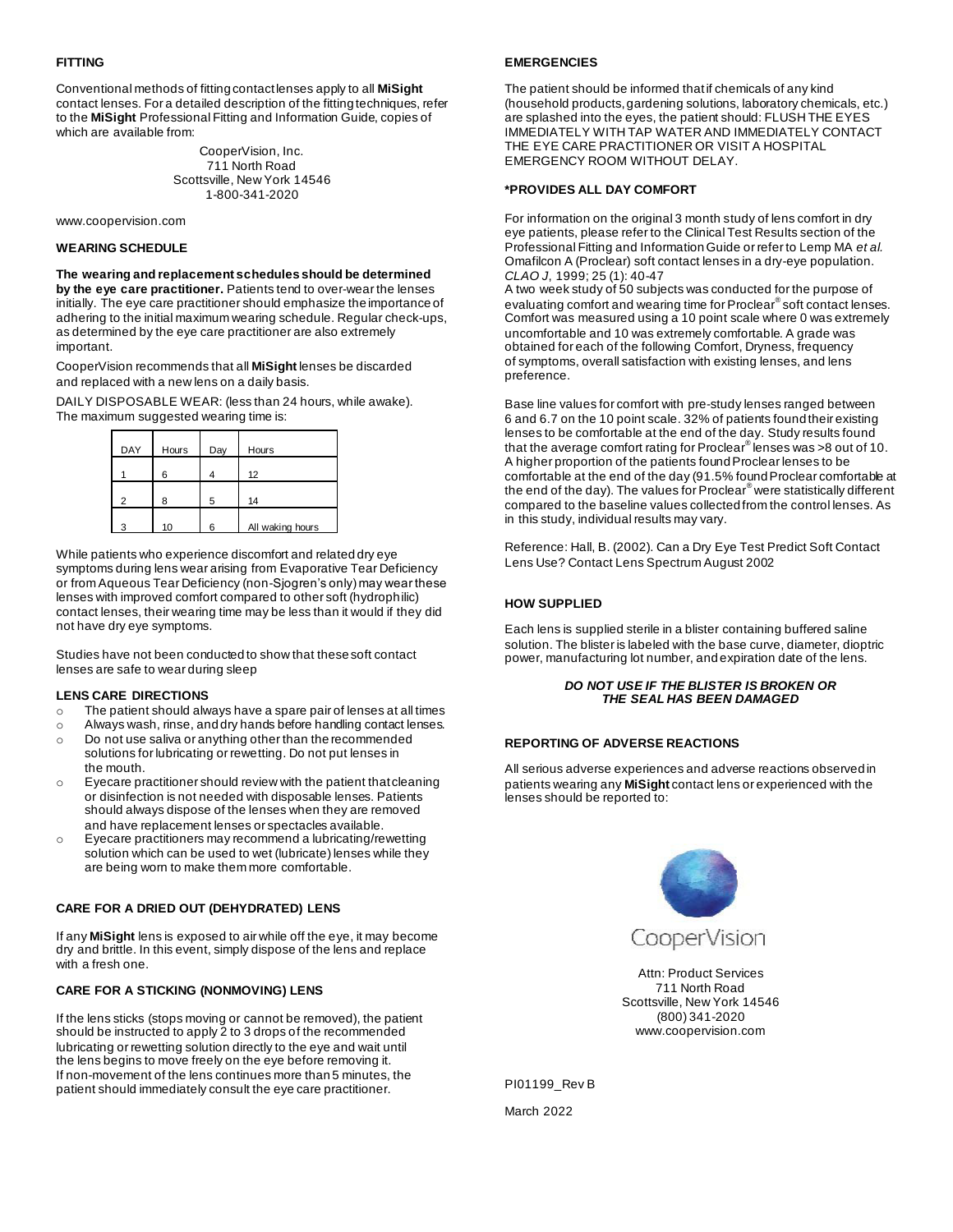## FITTING

Conventional methods of fitting contact lenses apply to all **MiSight** contact lenses. For a detailed description of the fitting techniques, refer to the **MiSight** Professional Fitting and Information Guide, copies of which are available from:

CooperVision, Inc.
711 North Road
Scottsville, New York 14546
1-800-341-2020

www.coopervision.com

## WEARING SCHEDULE

**The wearing and replacement schedules should be determined by the eye care practitioner.** Patients tend to over-wear the lenses initially. The eye care practitioner should emphasize the importance of adhering to the initial maximum wearing schedule. Regular check-ups, as determined by the eye care practitioner are also extremely important.

CooperVision recommends that all **MiSight** lenses be discarded and replaced with a new lens on a daily basis.

DAILY DISPOSABLE WEAR: (less than 24 hours, while awake). The maximum suggested wearing time is:

| DAY | Hours | Day | Hours |
|---|---|---|---|
| 1 | 6 | 4 | 12 |
| 2 | 8 | 5 | 14 |
| 3 | 10 | 6 | All waking hours |

While patients who experience discomfort and related dry eye symptoms during lens wear arising from Evaporative Tear Deficiency or from Aqueous Tear Deficiency (non-Sjogren's only) may wear these lenses with improved comfort compared to other soft (hydrophilic) contact lenses, their wearing time may be less than it would if they did not have dry eye symptoms.

Studies have not been conducted to show that these soft contact lenses are safe to wear during sleep

## LENS CARE DIRECTIONS

- The patient should always have a spare pair of lenses at all times
- Always wash, rinse, and dry hands before handling contact lenses.
- Do not use saliva or anything other than the recommended solutions for lubricating or rewetting. Do not put lenses in the mouth.
- Eyecare practitioner should review with the patient that cleaning or disinfection is not needed with disposable lenses. Patients should always dispose of the lenses when they are removed and have replacement lenses or spectacles available.
- Eyecare practitioners may recommend a lubricating/rewetting solution which can be used to wet (lubricate) lenses while they are being worn to make them more comfortable.

## CARE FOR A DRIED OUT (DEHYDRATED) LENS

If any **MiSight** lens is exposed to air while off the eye, it may become dry and brittle. In this event, simply dispose of the lens and replace with a fresh one.

## CARE FOR A STICKING (NONMOVING) LENS

If the lens sticks (stops moving or cannot be removed), the patient should be instructed to apply 2 to 3 drops of the recommended lubricating or rewetting solution directly to the eye and wait until the lens begins to move freely on the eye before removing it. If non-movement of the lens continues more than 5 minutes, the patient should immediately consult the eye care practitioner.

## EMERGENCIES

The patient should be informed that if chemicals of any kind (household products, gardening solutions, laboratory chemicals, etc.) are splashed into the eyes, the patient should: FLUSH THE EYES IMMEDIATELY WITH TAP WATER AND IMMEDIATELY CONTACT THE EYE CARE PRACTITIONER OR VISIT A HOSPITAL EMERGENCY ROOM WITHOUT DELAY.

## *PROVIDES ALL DAY COMFORT

For information on the original 3 month study of lens comfort in dry eye patients, please refer to the Clinical Test Results section of the Professional Fitting and Information Guide or refer to Lemp MA *et al.* Omafilcon A (Proclear) soft contact lenses in a dry-eye population. *CLAO J*, 1999; 25 (1): 40-47

A two week study of 50 subjects was conducted for the purpose of evaluating comfort and wearing time for Proclear® soft contact lenses. Comfort was measured using a 10 point scale where 0 was extremely uncomfortable and 10 was extremely comfortable. A grade was obtained for each of the following Comfort, Dryness, frequency of symptoms, overall satisfaction with existing lenses, and lens preference.

Base line values for comfort with pre-study lenses ranged between 6 and 6.7 on the 10 point scale. 32% of patients found their existing lenses to be comfortable at the end of the day. Study results found that the average comfort rating for Proclear® lenses was >8 out of 10. A higher proportion of the patients found Proclear lenses to be comfortable at the end of the day (91.5% found Proclear comfortable at the end of the day). The values for Proclear® were statistically different compared to the baseline values collected from the control lenses. As in this study, individual results may vary.

Reference: Hall, B. (2002). Can a Dry Eye Test Predict Soft Contact Lens Use? Contact Lens Spectrum August 2002

## HOW SUPPLIED

Each lens is supplied sterile in a blister containing buffered saline solution. The blister is labeled with the base curve, diameter, dioptric power, manufacturing lot number, and expiration date of the lens.

***DO NOT USE IF THE BLISTER IS BROKEN OR THE SEAL HAS BEEN DAMAGED***

## REPORTING OF ADVERSE REACTIONS

All serious adverse experiences and adverse reactions observed in patients wearing any **MiSight** contact lens or experienced with the lenses should be reported to:

CooperVision

Attn: Product Services
711 North Road
Scottsville, New York 14546
(800) 341-2020
www.coopervision.com

PI01199_Rev B

March 2022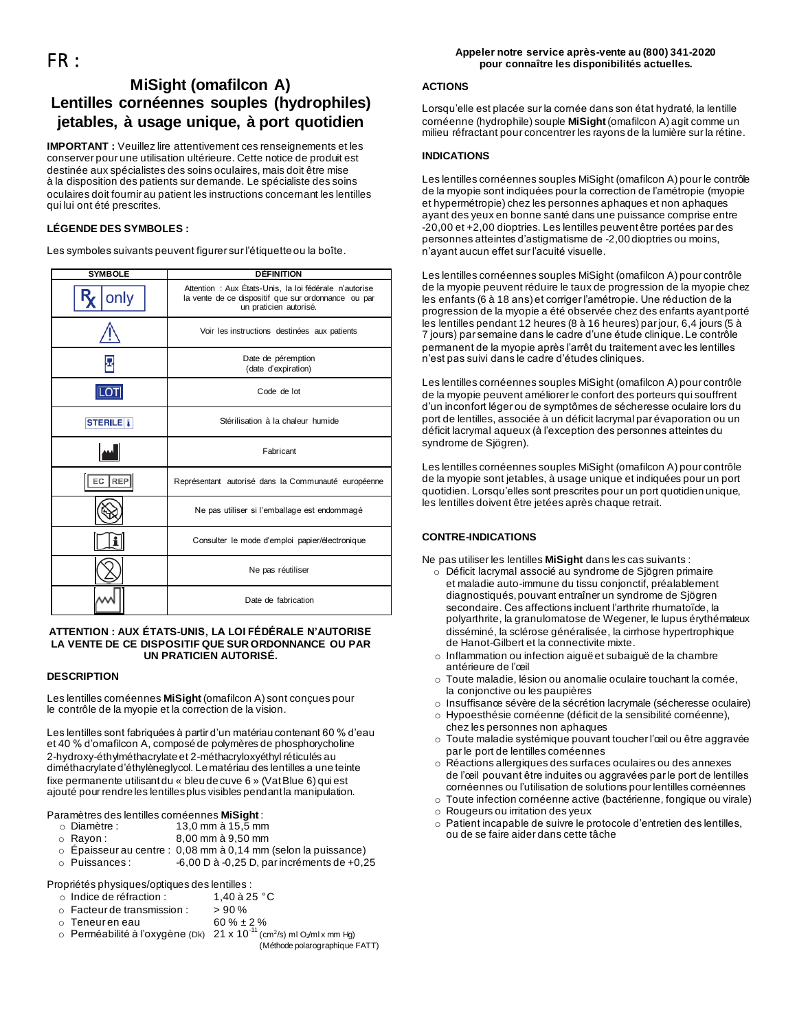FR :

# MiSight (omafilcon A) Lentilles cornéennes souples (hydrophiles) jetables, à usage unique, à port quotidien

**IMPORTANT :** Veuillez lire attentivement ces renseignements et les conserver pour une utilisation ultérieure. Cette notice de produit est destinée aux spécialistes des soins oculaires, mais doit être mise à la disposition des patients sur demande. Le spécialiste des soins oculaires doit fournir au patient les instructions concernant les lentilles qui lui ont été prescrites.

**LÉGENDE DES SYMBOLES :**

Les symboles suivants peuvent figurer sur l'étiquette ou la boîte.

| SYMBOLE | DÉFINITION |
|---|---|
| Rx only | Attention : Aux États-Unis, la loi fédérale n'autorise la vente de ce dispositif que sur ordonnance ou par un praticien autorisé. |
| ⚠ | Voir les instructions destinées aux patients |
| | Date de péremption (date d'expiration) |
| LOT | Code de lot |
| STERILE | Stérilisation à la chaleur humide |
| | Fabricant |
| EC REP | Représentant autorisé dans la Communauté européenne |
| | Ne pas utiliser si l'emballage est endommagé |
| | Consulter le mode d'emploi papier/électronique |
| | Ne pas réutiliser |
| | Date de fabrication |

**ATTENTION : AUX ÉTATS-UNIS, LA LOI FÉDÉRALE N'AUTORISE LA VENTE DE CE DISPOSITIF QUE SUR ORDONNANCE OU PAR UN PRATICIEN AUTORISÉ.**

## DESCRIPTION

Les lentilles cornéennes **MiSight** (omafilcon A) sont conçues pour le contrôle de la myopie et la correction de la vision.

Les lentilles sont fabriquées à partir d'un matériau contenant 60 % d'eau et 40 % d'omafilcon A, composé de polymères de phosphorycholine 2-hydroxy-éthylméthacrylate et 2-méthacryloxyéthyl réticulés au diméthacrylate d'éthylèneglycol. Le matériau des lentilles a une teinte fixe permanente utilisant du « bleu de cuve 6 » (Vat Blue 6) qui est ajouté pour rendre les lentilles plus visibles pendant la manipulation.

Paramètres des lentilles cornéennes **MiSight** :
- Diamètre : 13,0 mm à 15,5 mm
- Rayon : 8,00 mm à 9,50 mm
- Épaisseur au centre : 0,08 mm à 0,14 mm (selon la puissance)
- Puissances : -6,00 D à -0,25 D, par incréments de +0,25

Propriétés physiques/optiques des lentilles :
- Indice de réfraction : 1,40 à 25 °C
- Facteur de transmission : > 90 %
- Teneur en eau 60 % ± 2 %
- Perméabilité à l'oxygène (Dk) $21 \times 10^{-11}$ ($cm^2/s$) ml $O_2$/ml x mm Hg) (Méthode polarographique FATT)

**Appeler notre service après-vente au (800) 341-2020 pour connaître les disponibilités actuelles.**

## ACTIONS

Lorsqu'elle est placée sur la cornée dans son état hydraté, la lentille cornéenne (hydrophile) souple **MiSight** (omafilcon A) agit comme un milieu réfractant pour concentrer les rayons de la lumière sur la rétine.

## INDICATIONS

Les lentilles cornéennes souples MiSight (omafilcon A) pour le contrôle de la myopie sont indiquées pour la correction de l'amétropie (myopie et hypermétropie) chez les personnes aphaques et non aphaques ayant des yeux en bonne santé dans une puissance comprise entre -20,00 et +2,00 dioptries. Les lentilles peuvent être portées par des personnes atteintes d'astigmatisme de -2,00 dioptries ou moins, n'ayant aucun effet sur l'acuité visuelle.

Les lentilles cornéennes souples MiSight (omafilcon A) pour contrôle de la myopie peuvent réduire le taux de progression de la myopie chez les enfants (6 à 18 ans) et corriger l'amétropie. Une réduction de la progression de la myopie a été observée chez des enfants ayant porté les lentilles pendant 12 heures (8 à 16 heures) par jour, 6,4 jours (5 à 7 jours) par semaine dans le cadre d'une étude clinique. Le contrôle permanent de la myopie après l'arrêt du traitement avec les lentilles n'est pas suivi dans le cadre d'études cliniques.

Les lentilles cornéennes souples MiSight (omafilcon A) pour contrôle de la myopie peuvent améliorer le confort des porteurs qui souffrent d'un inconfort léger ou de symptômes de sécheresse oculaire lors du port de lentilles, associée à un déficit lacrymal par évaporation ou un déficit lacrymal aqueux (à l'exception des personnes atteintes du syndrome de Sjögren).

Les lentilles cornéennes souples MiSight (omafilcon A) pour contrôle de la myopie sont jetables, à usage unique et indiquées pour un port quotidien. Lorsqu'elles sont prescrites pour un port quotidien unique, les lentilles doivent être jetées après chaque retrait.

## CONTRE-INDICATIONS

Ne pas utiliser les lentilles **MiSight** dans les cas suivants :
- Déficit lacrymal associé au syndrome de Sjögren primaire et maladie auto-immune du tissu conjonctif, préalablement diagnostiqués, pouvant entraîner un syndrome de Sjögren secondaire. Ces affections incluent l'arthrite rhumatoïde, la polyarthrite, la granulomatose de Wegener, le lupus érythémateux disséminé, la sclérose généralisée, la cirrhose hypertrophique de Hanot-Gilbert et la connectivite mixte.
- Inflammation ou infection aiguë et subaiguë de la chambre antérieure de l'œil
- Toute maladie, lésion ou anomalie oculaire touchant la cornée, la conjonctive ou les paupières
- Insuffisance sévère de la sécrétion lacrymale (sécheresse oculaire)
- Hypoesthésie cornéenne (déficit de la sensibilité cornéenne), chez les personnes non aphaques
- Toute maladie systémique pouvant toucher l'œil ou être aggravée par le port de lentilles cornéennes
- Réactions allergiques des surfaces oculaires ou des annexes de l'œil pouvant être induites ou aggravées par le port de lentilles cornéennes ou l'utilisation de solutions pour lentilles cornéennes
- Toute infection cornéenne active (bactérienne, fongique ou virale)
- Rougeurs ou irritation des yeux
- Patient incapable de suivre le protocole d'entretien des lentilles, ou de se faire aider dans cette tâche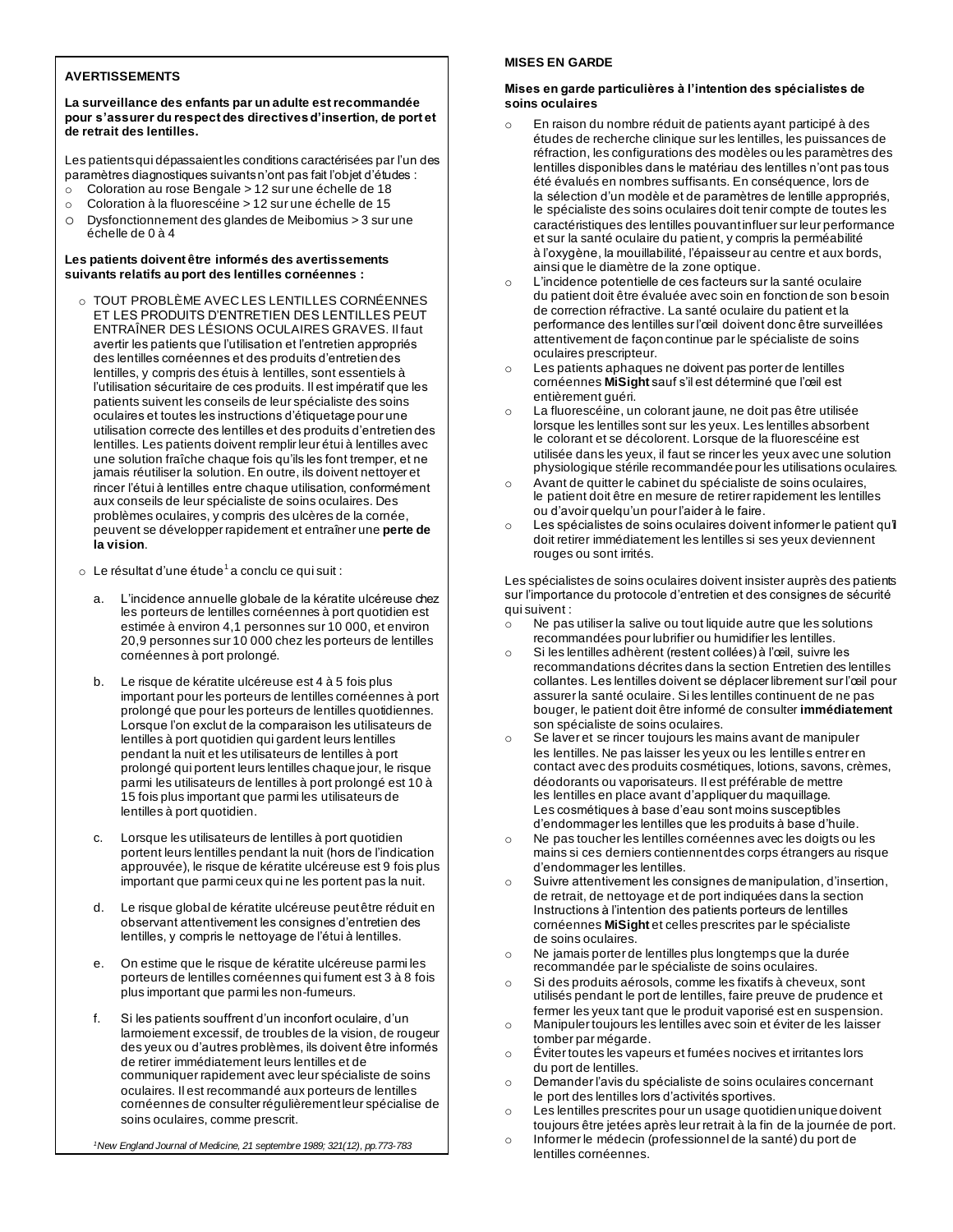**AVERTISSEMENTS**

**La surveillance des enfants par un adulte est recommandée pour s'assurer du respect des directives d'insertion, de port et de retrait des lentilles.**

Les patients qui dépassaient les conditions caractérisées par l'un des paramètres diagnostiques suivants n'ont pas fait l'objet d'études :

- Coloration au rose Bengale > 12 sur une échelle de 18
- Coloration à la fluorescéine > 12 sur une échelle de 15
- Dysfonctionnement des glandes de Meibomius > 3 sur une échelle de 0 à 4

**Les patients doivent être informés des avertissements suivants relatifs au port des lentilles cornéennes :**

- TOUT PROBLÈME AVEC LES LENTILLES CORNÉENNES ET LES PRODUITS D'ENTRETIEN DES LENTILLES PEUT ENTRAÎNER DES LÉSIONS OCULAIRES GRAVES. Il faut avertir les patients que l'utilisation et l'entretien appropriés des lentilles cornéennes et des produits d'entretien des lentilles, y compris des étuis à lentilles, sont essentiels à l'utilisation sécuritaire de ces produits. Il est impératif que les patients suivent les conseils de leur spécialiste des soins oculaires et toutes les instructions d'étiquetage pour une utilisation correcte des lentilles et des produits d'entretien des lentilles. Les patients doivent remplir leur étui à lentilles avec une solution fraîche chaque fois qu'ils les font tremper, et ne jamais réutiliser la solution. En outre, ils doivent nettoyer et rincer l'étui à lentilles entre chaque utilisation, conformément aux conseils de leur spécialiste de soins oculaires. Des problèmes oculaires, y compris des ulcères de la cornée, peuvent se développer rapidement et entraîner une **perte de la vision**.
- Le résultat d'une étude[1] a conclu ce qui suit :

  a. L'incidence annuelle globale de la kératite ulcéreuse chez les porteurs de lentilles cornéennes à port quotidien est estimée à environ 4,1 personnes sur 10 000, et environ 20,9 personnes sur 10 000 chez les porteurs de lentilles cornéennes à port prolongé.

  b. Le risque de kératite ulcéreuse est 4 à 5 fois plus important pour les porteurs de lentilles cornéennes à port prolongé que pour les porteurs de lentilles quotidiennes. Lorsque l'on exclut de la comparaison les utilisateurs de lentilles à port quotidien qui gardent leurs lentilles pendant la nuit et les utilisateurs de lentilles à port prolongé qui portent leurs lentilles chaque jour, le risque parmi les utilisateurs de lentilles à port prolongé est 10 à 15 fois plus important que parmi les utilisateurs de lentilles à port quotidien.

  c. Lorsque les utilisateurs de lentilles à port quotidien portent leurs lentilles pendant la nuit (hors de l'indication approuvée), le risque de kératite ulcéreuse est 9 fois plus important que parmi ceux qui ne les portent pas la nuit.

  d. Le risque global de kératite ulcéreuse peut être réduit en observant attentivement les consignes d'entretien des lentilles, y compris le nettoyage de l'étui à lentilles.

  e. On estime que le risque de kératite ulcéreuse parmi les porteurs de lentilles cornéennes qui fument est 3 à 8 fois plus important que parmi les non-fumeurs.

  f. Si les patients souffrent d'un inconfort oculaire, d'un larmoiement excessif, de troubles de la vision, de rougeur des yeux ou d'autres problèmes, ils doivent être informés de retirer immédiatement leurs lentilles et de communiquer rapidement avec leur spécialiste de soins oculaires. Il est recommandé aux porteurs de lentilles cornéennes de consulter régulièrement leur spécialise de soins oculaires, comme prescrit.

*[1]New England Journal of Medicine, 21 septembre 1989; 321(12), pp.773-783*

**MISES EN GARDE**

**Mises en garde particulières à l'intention des spécialistes de soins oculaires**

- En raison du nombre réduit de patients ayant participé à des études de recherche clinique sur les lentilles, les puissances de réfraction, les configurations des modèles ou les paramètres des lentilles disponibles dans le matériau des lentilles n'ont pas tous été évalués en nombres suffisants. En conséquence, lors de la sélection d'un modèle et de paramètres de lentille appropriés, le spécialiste des soins oculaires doit tenir compte de toutes les caractéristiques des lentilles pouvant influer sur leur performance et sur la santé oculaire du patient, y compris la perméabilité à l'oxygène, la mouillabilité, l'épaisseur au centre et aux bords, ainsi que le diamètre de la zone optique.
- L'incidence potentielle de ces facteurs sur la santé oculaire du patient doit être évaluée avec soin en fonction de son besoin de correction réfractive. La santé oculaire du patient et la performance des lentilles sur l'œil doivent donc être surveillées attentivement de façon continue par le spécialiste de soins oculaires prescripteur.
- Les patients aphaques ne doivent pas porter de lentilles cornéennes **MiSight** sauf s'il est déterminé que l'œil est entièrement guéri.
- La fluorescéine, un colorant jaune, ne doit pas être utilisée lorsque les lentilles sont sur les yeux. Les lentilles absorbent le colorant et se décolorent. Lorsque de la fluorescéine est utilisée dans les yeux, il faut se rincer les yeux avec une solution physiologique stérile recommandée pour les utilisations oculaires.
- Avant de quitter le cabinet du spécialiste de soins oculaires, le patient doit être en mesure de retirer rapidement les lentilles ou d'avoir quelqu'un pour l'aider à le faire.
- Les spécialistes de soins oculaires doivent informer le patient qu'il doit retirer immédiatement les lentilles si ses yeux deviennent rouges ou sont irrités.

Les spécialistes de soins oculaires doivent insister auprès des patients sur l'importance du protocole d'entretien et des consignes de sécurité qui suivent :

- Ne pas utiliser la salive ou tout liquide autre que les solutions recommandées pour lubrifier ou humidifier les lentilles.
- Si les lentilles adhèrent (restent collées) à l'œil, suivre les recommandations décrites dans la section Entretien des lentilles collantes. Les lentilles doivent se déplacer librement sur l'œil pour assurer la santé oculaire. Si les lentilles continuent de ne pas bouger, le patient doit être informé de consulter **immédiatement** son spécialiste de soins oculaires.
- Se laver et se rincer toujours les mains avant de manipuler les lentilles. Ne pas laisser les yeux ou les lentilles entrer en contact avec des produits cosmétiques, lotions, savons, crèmes, déodorants ou vaporisateurs. Il est préférable de mettre les lentilles en place avant d'appliquer du maquillage. Les cosmétiques à base d'eau sont moins susceptibles d'endommager les lentilles que les produits à base d'huile.
- Ne pas toucher les lentilles cornéennes avec les doigts ou les mains si ces derniers contiennent des corps étrangers au risque d'endommager les lentilles.
- Suivre attentivement les consignes de manipulation, d'insertion, de retrait, de nettoyage et de port indiquées dans la section Instructions à l'intention des patients porteurs de lentilles cornéennes **MiSight** et celles prescrites par le spécialiste de soins oculaires.
- Ne jamais porter de lentilles plus longtemps que la durée recommandée par le spécialiste de soins oculaires.
- Si des produits aérosols, comme les fixatifs à cheveux, sont utilisés pendant le port de lentilles, faire preuve de prudence et fermer les yeux tant que le produit vaporisé est en suspension.
- Manipuler toujours les lentilles avec soin et éviter de les laisser tomber par mégarde.
- Éviter toutes les vapeurs et fumées nocives et irritantes lors du port de lentilles.
- Demander l'avis du spécialiste de soins oculaires concernant le port des lentilles lors d'activités sportives.
- Les lentilles prescrites pour un usage quotidien unique doivent toujours être jetées après leur retrait à la fin de la journée de port.
- Informer le médecin (professionnel de la santé) du port de lentilles cornéennes.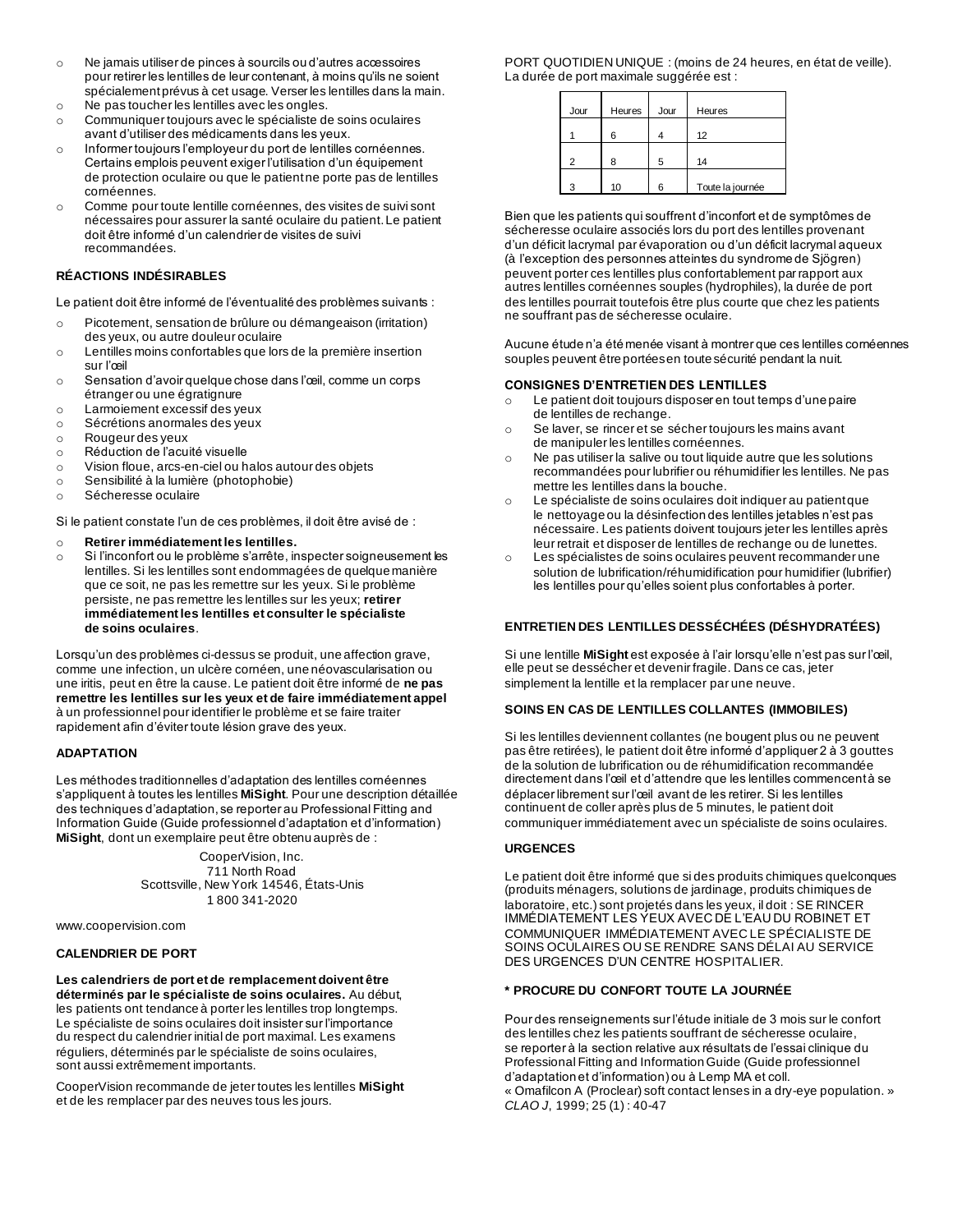- Ne jamais utiliser de pinces à sourcils ou d'autres accessoires pour retirer les lentilles de leur contenant, à moins qu'ils ne soient spécialement prévus à cet usage. Verser les lentilles dans la main.
- Ne pas toucher les lentilles avec les ongles.
- Communiquer toujours avec le spécialiste de soins oculaires avant d'utiliser des médicaments dans les yeux.
- Informer toujours l'employeur du port de lentilles cornéennes. Certains emplois peuvent exiger l'utilisation d'un équipement de protection oculaire ou que le patient ne porte pas de lentilles cornéennes.
- Comme pour toute lentille cornéennes, des visites de suivi sont nécessaires pour assurer la santé oculaire du patient. Le patient doit être informé d'un calendrier de visites de suivi recommandées.

**RÉACTIONS INDÉSIRABLES**

Le patient doit être informé de l'éventualité des problèmes suivants :

- Picotement, sensation de brûlure ou démangeaison (irritation) des yeux, ou autre douleur oculaire
- Lentilles moins confortables que lors de la première insertion sur l'œil
- Sensation d'avoir quelque chose dans l'œil, comme un corps étranger ou une égratignure
- Larmoiement excessif des yeux
- Sécrétions anormales des yeux
- Rougeur des yeux
- Réduction de l'acuité visuelle
- Vision floue, arcs-en-ciel ou halos autour des objets
- Sensibilité à la lumière (photophobie)
- Sécheresse oculaire

Si le patient constate l'un de ces problèmes, il doit être avisé de :

- **Retirer immédiatement les lentilles.**
- Si l'inconfort ou le problème s'arrête, inspecter soigneusement les lentilles. Si les lentilles sont endommagées de quelque manière que ce soit, ne pas les remettre sur les yeux. Si le problème persiste, ne pas remettre les lentilles sur les yeux; **retirer immédiatement les lentilles et consulter le spécialiste de soins oculaires**.

Lorsqu'un des problèmes ci-dessus se produit, une affection grave, comme une infection, un ulcère cornéen, une néovascularisation ou une iritis, peut en être la cause. Le patient doit être informé de **ne pas remettre les lentilles sur les yeux et de faire immédiatement appel** à un professionnel pour identifier le problème et se faire traiter rapidement afin d'éviter toute lésion grave des yeux.

**ADAPTATION**

Les méthodes traditionnelles d'adaptation des lentilles cornéennes s'appliquent à toutes les lentilles **MiSight**. Pour une description détaillée des techniques d'adaptation, se reporter au Professional Fitting and Information Guide (Guide professionnel d'adaptation et d'information) **MiSight**, dont un exemplaire peut être obtenu auprès de :

CooperVision, Inc.
711 North Road
Scottsville, New York 14546, États-Unis
1 800 341-2020

www.coopervision.com

**CALENDRIER DE PORT**

**Les calendriers de port et de remplacement doivent être déterminés par le spécialiste de soins oculaires.** Au début, les patients ont tendance à porter les lentilles trop longtemps. Le spécialiste de soins oculaires doit insister sur l'importance du respect du calendrier initial de port maximal. Les examens réguliers, déterminés par le spécialiste de soins oculaires, sont aussi extrêmement importants.

CooperVision recommande de jeter toutes les lentilles **MiSight** et de les remplacer par des neuves tous les jours.

PORT QUOTIDIEN UNIQUE : (moins de 24 heures, en état de veille). La durée de port maximale suggérée est :

| Jour | Heures | Jour | Heures |
|---|---|---|---|
| 1 | 6 | 4 | 12 |
| 2 | 8 | 5 | 14 |
| 3 | 10 | 6 | Toute la journée |

Bien que les patients qui souffrent d'inconfort et de symptômes de sécheresse oculaire associés lors du port des lentilles provenant d'un déficit lacrymal par évaporation ou d'un déficit lacrymal aqueux (à l'exception des personnes atteintes du syndrome de Sjögren) peuvent porter ces lentilles plus confortablement par rapport aux autres lentilles cornéennes souples (hydrophiles), la durée de port des lentilles pourrait toutefois être plus courte que chez les patients ne souffrant pas de sécheresse oculaire.

Aucune étude n'a été menée visant à montrer que ces lentilles cornéennes souples peuvent être portées en toute sécurité pendant la nuit.

**CONSIGNES D'ENTRETIEN DES LENTILLES**

- Le patient doit toujours disposer en tout temps d'une paire de lentilles de rechange.
- Se laver, se rincer et se sécher toujours les mains avant de manipuler les lentilles cornéennes.
- Ne pas utiliser la salive ou tout liquide autre que les solutions recommandées pour lubrifier ou réhumidifier les lentilles. Ne pas mettre les lentilles dans la bouche.
- Le spécialiste de soins oculaires doit indiquer au patient que le nettoyage ou la désinfection des lentilles jetables n'est pas nécessaire. Les patients doivent toujours jeter les lentilles après leur retrait et disposer de lentilles de rechange ou de lunettes.
- Les spécialistes de soins oculaires peuvent recommander une solution de lubrification/réhumidification pour humidifier (lubrifier) les lentilles pour qu'elles soient plus confortables à porter.

**ENTRETIEN DES LENTILLES DESSÉCHÉES (DÉSHYDRATÉES)**

Si une lentille **MiSight** est exposée à l'air lorsqu'elle n'est pas sur l'œil, elle peut se dessécher et devenir fragile. Dans ce cas, jeter simplement la lentille et la remplacer par une neuve.

**SOINS EN CAS DE LENTILLES COLLANTES (IMMOBILES)**

Si les lentilles deviennent collantes (ne bougent plus ou ne peuvent pas être retirées), le patient doit être informé d'appliquer 2 à 3 gouttes de la solution de lubrification ou de réhumidification recommandée directement dans l'œil et d'attendre que les lentilles commencent à se déplacer librement sur l'œil avant de les retirer. Si les lentilles continuent de coller après plus de 5 minutes, le patient doit communiquer immédiatement avec un spécialiste de soins oculaires.

**URGENCES**

Le patient doit être informé que si des produits chimiques quelconques (produits ménagers, solutions de jardinage, produits chimiques de laboratoire, etc.) sont projetés dans les yeux, il doit : SE RINCER IMMÉDIATEMENT LES YEUX AVEC DE L'EAU DU ROBINET ET COMMUNIQUER IMMÉDIATEMENT AVEC LE SPÉCIALISTE DE SOINS OCULAIRES OU SE RENDRE SANS DÉLAI AU SERVICE DES URGENCES D'UN CENTRE HOSPITALIER.

**\* PROCURE DU CONFORT TOUTE LA JOURNÉE**

Pour des renseignements sur l'étude initiale de 3 mois sur le confort des lentilles chez les patients souffrant de sécheresse oculaire, se reporter à la section relative aux résultats de l'essai clinique du Professional Fitting and Information Guide (Guide professionnel d'adaptation et d'information) ou à Lemp MA et coll. « Omafilcon A (Proclear) soft contact lenses in a dry-eye population. » *CLAO J*, 1999; 25 (1) : 40-47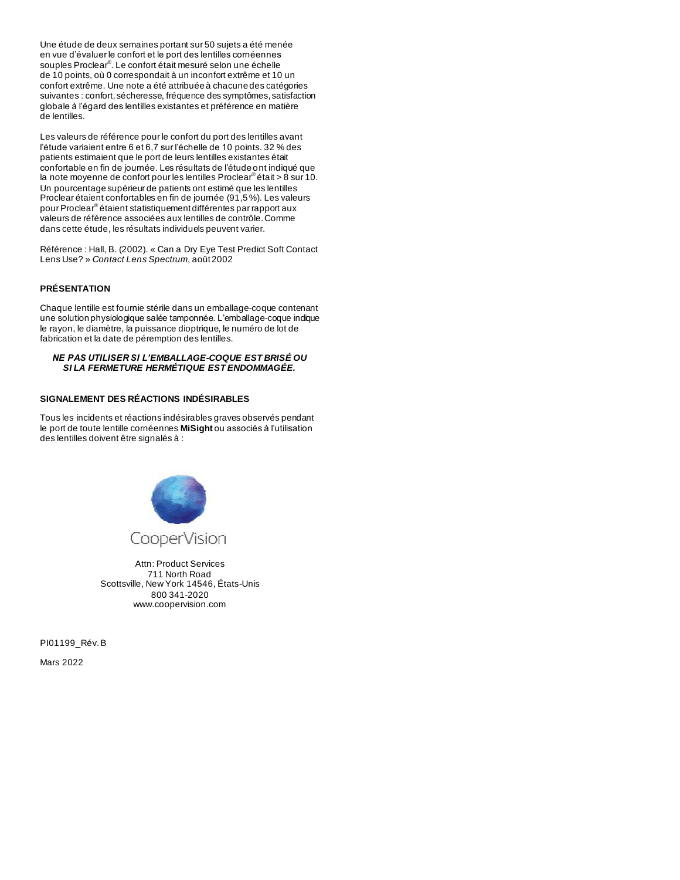Une étude de deux semaines portant sur 50 sujets a été menée en vue d'évaluer le confort et le port des lentilles cornéennes souples Proclear®. Le confort était mesuré selon une échelle de 10 points, où 0 correspondait à un inconfort extrême et 10 un confort extrême. Une note a été attribuée à chacune des catégories suivantes : confort, sécheresse, fréquence des symptômes, satisfaction globale à l'égard des lentilles existantes et préférence en matière de lentilles.

Les valeurs de référence pour le confort du port des lentilles avant l'étude variaient entre 6 et 6,7 sur l'échelle de 10 points. 32 % des patients estimaient que le port de leurs lentilles existantes était confortable en fin de journée. Les résultats de l'étude ont indiqué que la note moyenne de confort pour les lentilles Proclear® était > 8 sur 10. Un pourcentage supérieur de patients ont estimé que les lentilles Proclear étaient confortables en fin de journée (91,5 %). Les valeurs pour Proclear® étaient statistiquement différentes par rapport aux valeurs de référence associées aux lentilles de contrôle. Comme dans cette étude, les résultats individuels peuvent varier.

Référence : Hall, B. (2002). « Can a Dry Eye Test Predict Soft Contact Lens Use? » *Contact Lens Spectrum*, août 2002

### PRÉSENTATION

Chaque lentille est fournie stérile dans un emballage-coque contenant une solution physiologique salée tamponnée. L'emballage-coque indique le rayon, le diamètre, la puissance dioptrique, le numéro de lot de fabrication et la date de péremption des lentilles.

***NE PAS UTILISER SI L'EMBALLAGE-COQUE EST BRISÉ OU SI LA FERMETURE HERMÉTIQUE EST ENDOMMAGÉE.***

### SIGNALEMENT DES RÉACTIONS INDÉSIRABLES

Tous les incidents et réactions indésirables graves observés pendant le port de toute lentille cornéennes **MiSight** ou associés à l'utilisation des lentilles doivent être signalés à :

CooperVision

Attn: Product Services
711 North Road
Scottsville, New York 14546, États-Unis
800 341-2020
www.coopervision.com

PI01199_Rév. B

Mars 2022